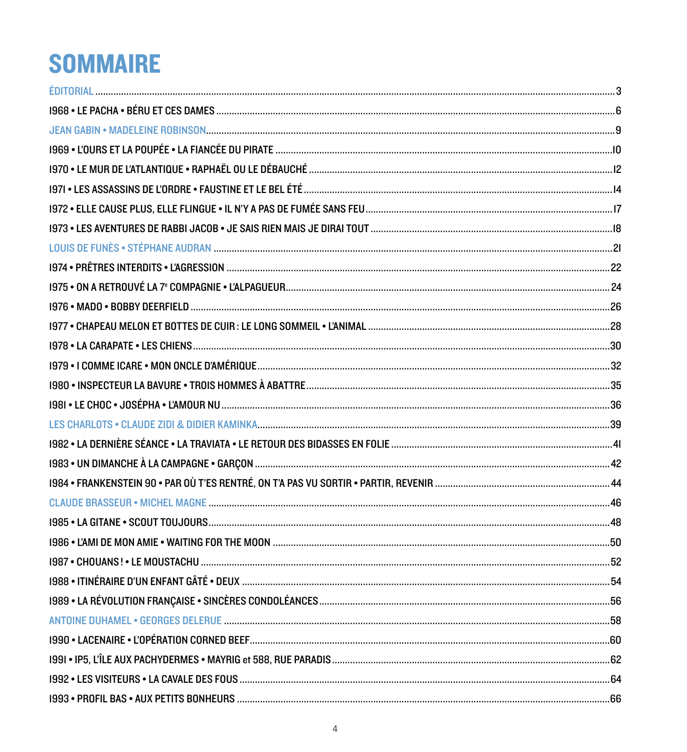# SOMMAIRE

ÉDITORIAL .......... 3

1968 • LE PACHA • BÉRU ET CES DAMES .......... 6

JEAN GABIN • MADELEINE ROBINSON .......... 9

1969 • L'OURS ET LA POUPÉE • LA FIANCÉE DU PIRATE .......... 10

1970 • LE MUR DE L'ATLANTIQUE • RAPHAËL OU LE DÉBAUCHÉ .......... 12

1971 • LES ASSASSINS DE L'ORDRE • FAUSTINE ET LE BEL ÉTÉ .......... 14

1972 • ELLE CAUSE PLUS, ELLE FLINGUE • IL N'Y A PAS DE FUMÉE SANS FEU .......... 17

1973 • LES AVENTURES DE RABBI JACOB • JE SAIS RIEN MAIS JE DIRAI TOUT .......... 18

LOUIS DE FUNÈS • STÉPHANE AUDRAN .......... 21

1974 • PRÊTRES INTERDITS • L'AGRESSION .......... 22

1975 • ON A RETROUVÉ LA 7e COMPAGNIE • L'ALPAGUEUR .......... 24

1976 • MADO • BOBBY DEERFIELD .......... 26

1977 • CHAPEAU MELON ET BOTTES DE CUIR : LE LONG SOMMEIL • L'ANIMAL .......... 28

1978 • LA CARAPATE • LES CHIENS .......... 30

1979 • I COMME ICARE • MON ONCLE D'AMÉRIQUE .......... 32

1980 • INSPECTEUR LA BAVURE • TROIS HOMMES À ABATTRE .......... 35

1981 • LE CHOC • JOSÉPHA • L'AMOUR NU .......... 36

LES CHARLOTS • CLAUDE ZIDI & DIDIER KAMINKA .......... 39

1982 • LA DERNIÈRE SÉANCE • LA TRAVIATA • LE RETOUR DES BIDASSES EN FOLIE .......... 41

1983 • UN DIMANCHE À LA CAMPAGNE • GARÇON .......... 42

1984 • FRANKENSTEIN 90 • PAR OÙ T'ES RENTRÉ, ON T'A PAS VU SORTIR • PARTIR, REVENIR .......... 44

CLAUDE BRASSEUR • MICHEL MAGNE .......... 46

1985 • LA GITANE • SCOUT TOUJOURS .......... 48

1986 • L'AMI DE MON AMIE • WAITING FOR THE MOON .......... 50

1987 • CHOUANS ! • LE MOUSTACHU .......... 52

1988 • ITINÉRAIRE D'UN ENFANT GÂTÉ • DEUX .......... 54

1989 • LA RÉVOLUTION FRANÇAISE • SINCÈRES CONDOLÉANCES .......... 56

ANTOINE DUHAMEL • GEORGES DELERUE .......... 58

1990 • LACENAIRE • L'OPÉRATION CORNED BEEF .......... 60

1991 • IP5, L'ÎLE AUX PACHYDERMES • MAYRIG et 588, RUE PARADIS .......... 62

1992 • LES VISITEURS • LA CAVALE DES FOUS .......... 64

1993 • PROFIL BAS • AUX PETITS BONHEURS .......... 66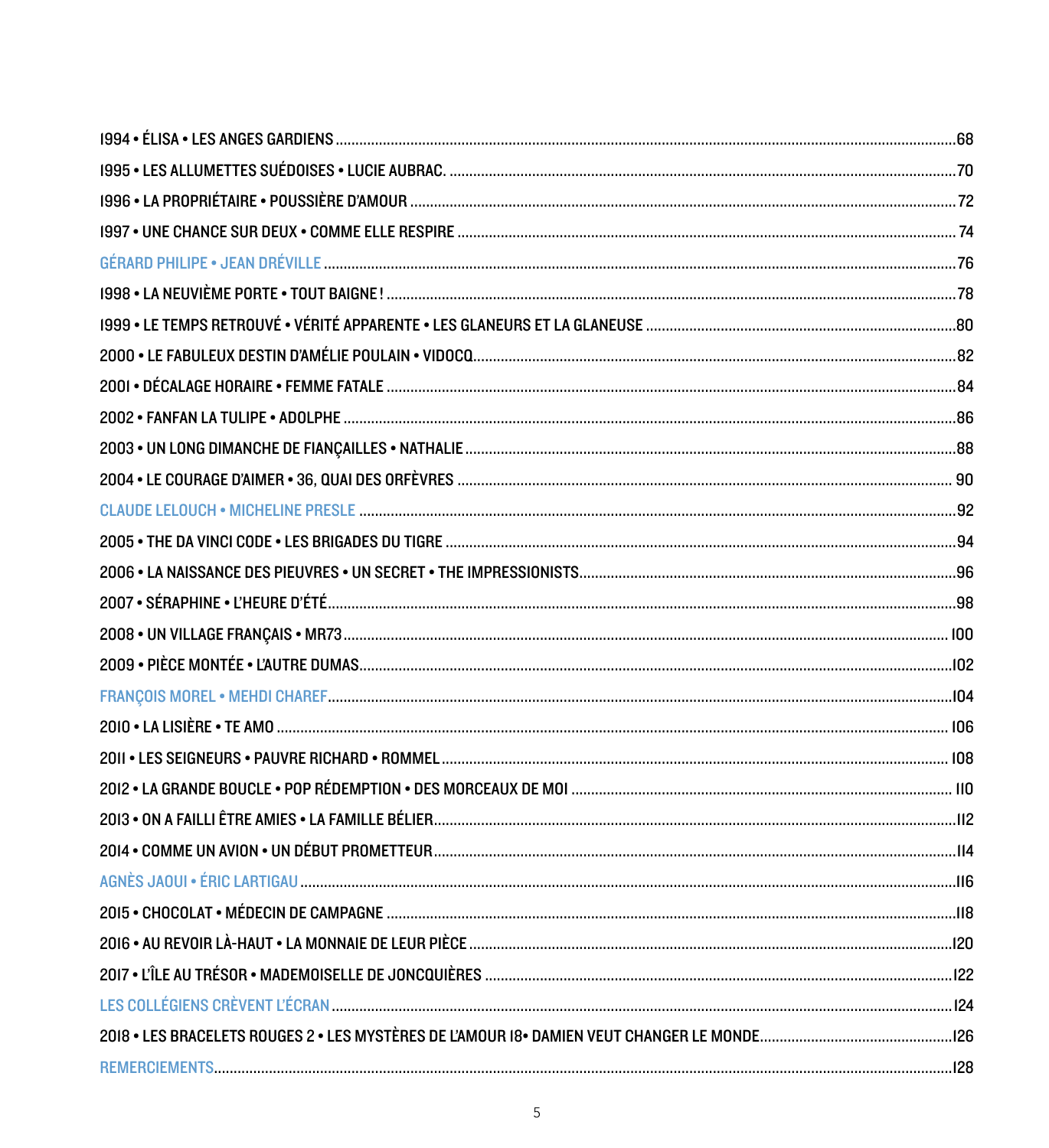1994 • ÉLISA • LES ANGES GARDIENS ........ 68

1995 • LES ALLUMETTES SUÉDOISES • LUCIE AUBRAC. ........ 70

1996 • LA PROPRIÉTAIRE • POUSSIÈRE D'AMOUR ........ 72

1997 • UNE CHANCE SUR DEUX • COMME ELLE RESPIRE ........ 74

GÉRARD PHILIPE • JEAN DRÉVILLE ........ 76

1998 • LA NEUVIÈME PORTE • TOUT BAIGNE ! ........ 78

1999 • LE TEMPS RETROUVÉ • VÉRITÉ APPARENTE • LES GLANEURS ET LA GLANEUSE ........ 80

2000 • LE FABULEUX DESTIN D'AMÉLIE POULAIN • VIDOCQ ........ 82

2001 • DÉCALAGE HORAIRE • FEMME FATALE ........ 84

2002 • FANFAN LA TULIPE • ADOLPHE ........ 86

2003 • UN LONG DIMANCHE DE FIANÇAILLES • NATHALIE ........ 88

2004 • LE COURAGE D'AIMER • 36, QUAI DES ORFÈVRES ........ 90

CLAUDE LELOUCH • MICHELINE PRESLE ........ 92

2005 • THE DA VINCI CODE • LES BRIGADES DU TIGRE ........ 94

2006 • LA NAISSANCE DES PIEUVRES • UN SECRET • THE IMPRESSIONISTS ........ 96

2007 • SÉRAPHINE • L'HEURE D'ÉTÉ ........ 98

2008 • UN VILLAGE FRANÇAIS • MR73 ........ 100

2009 • PIÈCE MONTÉE • L'AUTRE DUMAS ........ 102

FRANÇOIS MOREL • MEHDI CHAREF ........ 104

2010 • LA LISIÈRE • TE AMO ........ 106

2011 • LES SEIGNEURS • PAUVRE RICHARD • ROMMEL ........ 108

2012 • LA GRANDE BOUCLE • POP RÉDEMPTION • DES MORCEAUX DE MOI ........ 110

2013 • ON A FAILLI ÊTRE AMIES • LA FAMILLE BÉLIER ........ 112

2014 • COMME UN AVION • UN DÉBUT PROMETTEUR ........ 114

AGNÈS JAOUI • ÉRIC LARTIGAU ........ 116

2015 • CHOCOLAT • MÉDECIN DE CAMPAGNE ........ 118

2016 • AU REVOIR LÀ-HAUT • LA MONNAIE DE LEUR PIÈCE ........ 120

2017 • L'ÎLE AU TRÉSOR • MADEMOISELLE DE JONCQUIÈRES ........ 122

LES COLLÉGIENS CRÈVENT L'ÉCRAN ........ 124

2018 • LES BRACELETS ROUGES 2 • LES MYSTÈRES DE L'AMOUR 18• DAMIEN VEUT CHANGER LE MONDE ........ 126

REMERCIEMENTS ........ 128